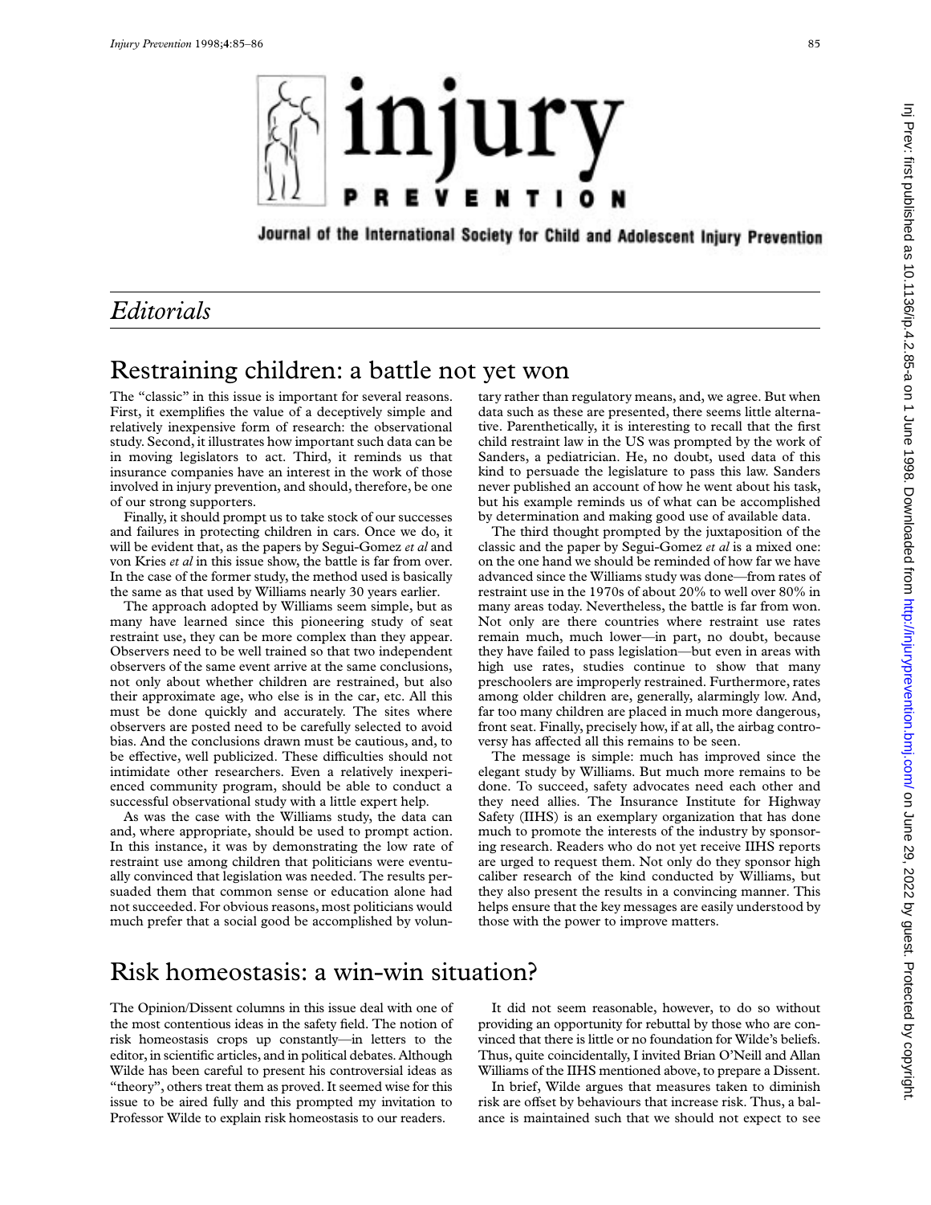# Editorials

## Restraining children: a battle not yet won

The "classic" in this issue is important for several reasons. First, it exemplifies the value of a deceptively simple and relatively inexpensive form of research: the observational study. Second, it illustrates how important such data can be in moving legislators to act. Third, it reminds us that insurance companies have an interest in the work of those involved in injury prevention, and should, therefore, be one of our strong supporters.

Finally, it should prompt us to take stock of our successes and failures in protecting children in cars. Once we do, it will be evident that, as the papers by Segui-Gomez *et al* and von Kries *et al* in this issue show, the battle is far from over. In the case of the former study, the method used is basically the same as that used by Williams nearly 30 years earlier.

The approach adopted by Williams seem simple, but as many have learned since this pioneering study of seat restraint use, they can be more complex than they appear. Observers need to be well trained so that two independent observers of the same event arrive at the same conclusions, not only about whether children are restrained, but also their approximate age, who else is in the car, etc. All this must be done quickly and accurately. The sites where observers are posted need to be carefully selected to avoid bias. And the conclusions drawn must be cautious, and, to be effective, well publicized. These difficulties should not intimidate other researchers. Even a relatively inexperienced community program, should be able to conduct a successful observational study with a little expert help.

As was the case with the Williams study, the data can and, where appropriate, should be used to prompt action. In this instance, it was by demonstrating the low rate of restraint use among children that politicians were eventually convinced that legislation was needed. The results persuaded them that common sense or education alone had not succeeded. For obvious reasons, most politicians would much prefer that a social good be accomplished by voluntary rather than regulatory means, and, we agree. But when data such as these are presented, there seems little alternative. Parenthetically, it is interesting to recall that the first child restraint law in the US was prompted by the work of Sanders, a pediatrician. He, no doubt, used data of this kind to persuade the legislature to pass this law. Sanders never published an account of how he went about his task, but his example reminds us of what can be accomplished by determination and making good use of available data.

The third thought prompted by the juxtaposition of the classic and the paper by Segui-Gomez *et al* is a mixed one: on the one hand we should be reminded of how far we have advanced since the Williams study was done—from rates of restraint use in the 1970s of about 20% to well over 80% in many areas today. Nevertheless, the battle is far from won. Not only are there countries where restraint use rates remain much, much lower—in part, no doubt, because they have failed to pass legislation—but even in areas with high use rates, studies continue to show that many preschoolers are improperly restrained. Furthermore, rates among older children are, generally, alarmingly low. And, far too many children are placed in much more dangerous, front seat. Finally, precisely how, if at all, the airbag controversy has affected all this remains to be seen.

The message is simple: much has improved since the elegant study by Williams. But much more remains to be done. To succeed, safety advocates need each other and they need allies. The Insurance Institute for Highway Safety (IIHS) is an exemplary organization that has done much to promote the interests of the industry by sponsoring research. Readers who do not yet receive IIHS reports are urged to request them. Not only do they sponsor high caliber research of the kind conducted by Williams, but they also present the results in a convincing manner. This helps ensure that the key messages are easily understood by those with the power to improve matters.

## Risk homeostasis: a win-win situation?

The Opinion/Dissent columns in this issue deal with one of the most contentious ideas in the safety field. The notion of risk homeostasis crops up constantly—in letters to the editor, in scientific articles, and in political debates. Although Wilde has been careful to present his controversial ideas as "theory", others treat them as proved. It seemed wise for this issue to be aired fully and this prompted my invitation to Professor Wilde to explain risk homeostasis to our readers.

It did not seem reasonable, however, to do so without providing an opportunity for rebuttal by those who are convinced that there is little or no foundation for Wilde's beliefs. Thus, quite coincidentally, I invited Brian O'Neill and Allan Williams of the IIHS mentioned above, to prepare a Dissent.

In brief, Wilde argues that measures taken to diminish risk are offset by behaviours that increase risk. Thus, a balance is maintained such that we should not expect to see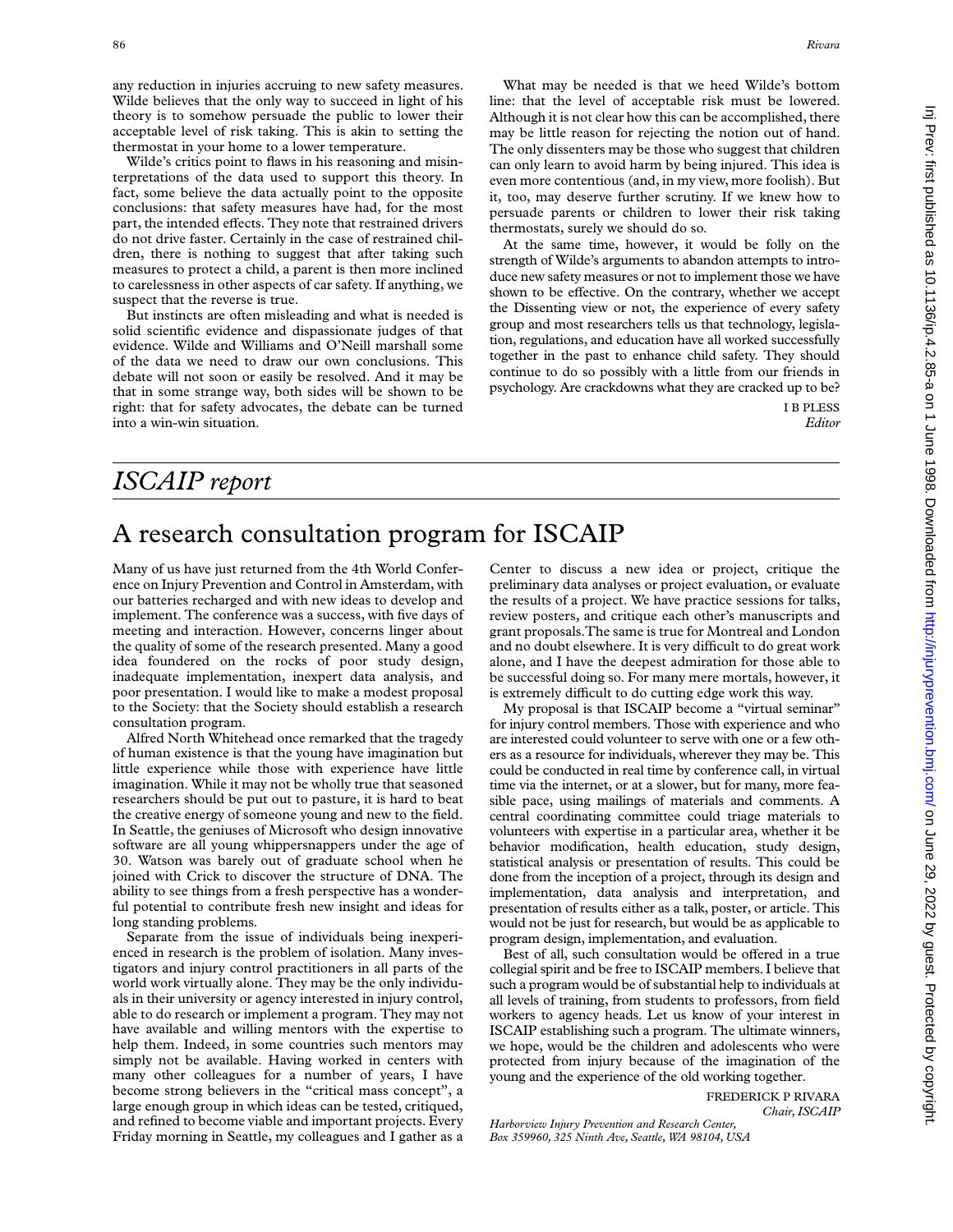any reduction in injuries accruing to new safety measures. Wilde believes that the only way to succeed in light of his theory is to somehow persuade the public to lower their acceptable level of risk taking. This is akin to setting the thermostat in your home to a lower temperature.

Wilde's critics point to flaws in his reasoning and misinterpretations of the data used to support this theory. In fact, some believe the data actually point to the opposite conclusions: that safety measures have had, for the most part, the intended effects. They note that restrained drivers do not drive faster. Certainly in the case of restrained children, there is nothing to suggest that after taking such measures to protect a child, a parent is then more inclined to carelessness in other aspects of car safety. If anything, we suspect that the reverse is true.

But instincts are often misleading and what is needed is solid scientific evidence and dispassionate judges of that evidence. Wilde and Williams and O'Neill marshall some of the data we need to draw our own conclusions. This debate will not soon or easily be resolved. And it may be that in some strange way, both sides will be shown to be right: that for safety advocates, the debate can be turned into a win-win situation.

What may be needed is that we heed Wilde's bottom line: that the level of acceptable risk must be lowered. Although it is not clear how this can be accomplished, there may be little reason for rejecting the notion out of hand. The only dissenters may be those who suggest that children can only learn to avoid harm by being injured. This idea is even more contentious (and, in my view, more foolish). But it, too, may deserve further scrutiny. If we knew how to persuade parents or children to lower their risk taking thermostats, surely we should do so.

At the same time, however, it would be folly on the strength of Wilde's arguments to abandon attempts to introduce new safety measures or not to implement those we have shown to be effective. On the contrary, whether we accept the Dissenting view or not, the experience of every safety group and most researchers tells us that technology, legislation, regulations, and education have all worked successfully together in the past to enhance child safety. They should continue to do so possibly with a little from our friends in psychology. Are crackdowns what they are cracked up to be?

I B PLESS
*Editor*

## *ISCAIP report*

# A research consultation program for ISCAIP

Many of us have just returned from the 4th World Conference on Injury Prevention and Control in Amsterdam, with our batteries recharged and with new ideas to develop and implement. The conference was a success, with five days of meeting and interaction. However, concerns linger about the quality of some of the research presented. Many a good idea foundered on the rocks of poor study design, inadequate implementation, inexpert data analysis, and poor presentation. I would like to make a modest proposal to the Society: that the Society should establish a research consultation program.

Alfred North Whitehead once remarked that the tragedy of human existence is that the young have imagination but little experience while those with experience have little imagination. While it may not be wholly true that seasoned researchers should be put out to pasture, it is hard to beat the creative energy of someone young and new to the field. In Seattle, the geniuses of Microsoft who design innovative software are all young whippersnappers under the age of 30. Watson was barely out of graduate school when he joined with Crick to discover the structure of DNA. The ability to see things from a fresh perspective has a wonderful potential to contribute fresh new insight and ideas for long standing problems.

Separate from the issue of individuals being inexperienced in research is the problem of isolation. Many investigators and injury control practitioners in all parts of the world work virtually alone. They may be the only individuals in their university or agency interested in injury control, able to do research or implement a program. They may not have available and willing mentors with the expertise to help them. Indeed, in some countries such mentors may simply not be available. Having worked in centers with many other colleagues for a number of years, I have become strong believers in the "critical mass concept", a large enough group in which ideas can be tested, critiqued, and refined to become viable and important projects. Every Friday morning in Seattle, my colleagues and I gather as a Center to discuss a new idea or project, critique the preliminary data analyses or project evaluation, or evaluate the results of a project. We have practice sessions for talks, review posters, and critique each other's manuscripts and grant proposals. The same is true for Montreal and London and no doubt elsewhere. It is very difficult to do great work alone, and I have the deepest admiration for those able to be successful doing so. For many mere mortals, however, it is extremely difficult to do cutting edge work this way.

My proposal is that ISCAIP become a "virtual seminar" for injury control members. Those with experience and who are interested could volunteer to serve with one or a few others as a resource for individuals, wherever they may be. This could be conducted in real time by conference call, in virtual time via the internet, or at a slower, but for many, more feasible pace, using mailings of materials and comments. A central coordinating committee could triage materials to volunteers with expertise in a particular area, whether it be behavior modification, health education, study design, statistical analysis or presentation of results. This could be done from the inception of a project, through its design and implementation, data analysis and interpretation, and presentation of results either as a talk, poster, or article. This would not be just for research, but would be as applicable to program design, implementation, and evaluation.

Best of all, such consultation would be offered in a true collegial spirit and be free to ISCAIP members. I believe that such a program would be of substantial help to individuals at all levels of training, from students to professors, from field workers to agency heads. Let us know of your interest in ISCAIP establishing such a program. The ultimate winners, we hope, would be the children and adolescents who were protected from injury because of the imagination of the young and the experience of the old working together.

FREDERICK P RIVARA
*Chair, ISCAIP*

*Harborview Injury Prevention and Research Center, Box 359960, 325 Ninth Ave, Seattle, WA 98104, USA*